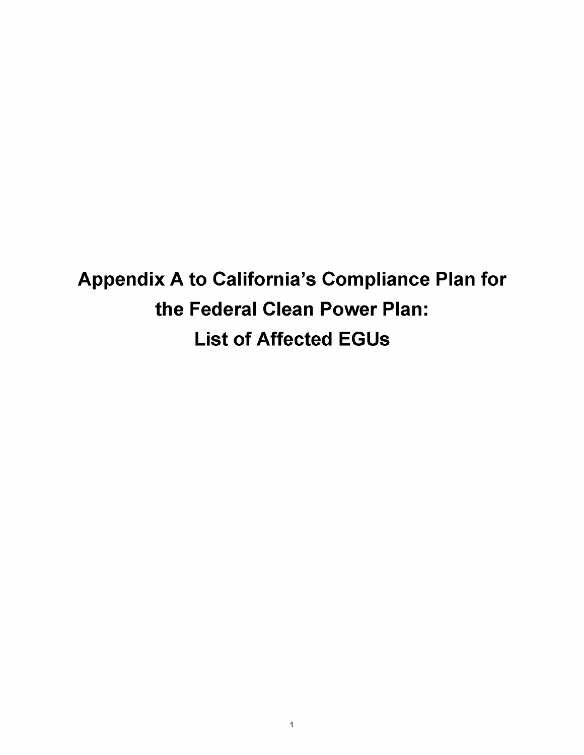# Appendix A to California's Compliance Plan for the Federal Clean Power Plan: List of Affected EGUs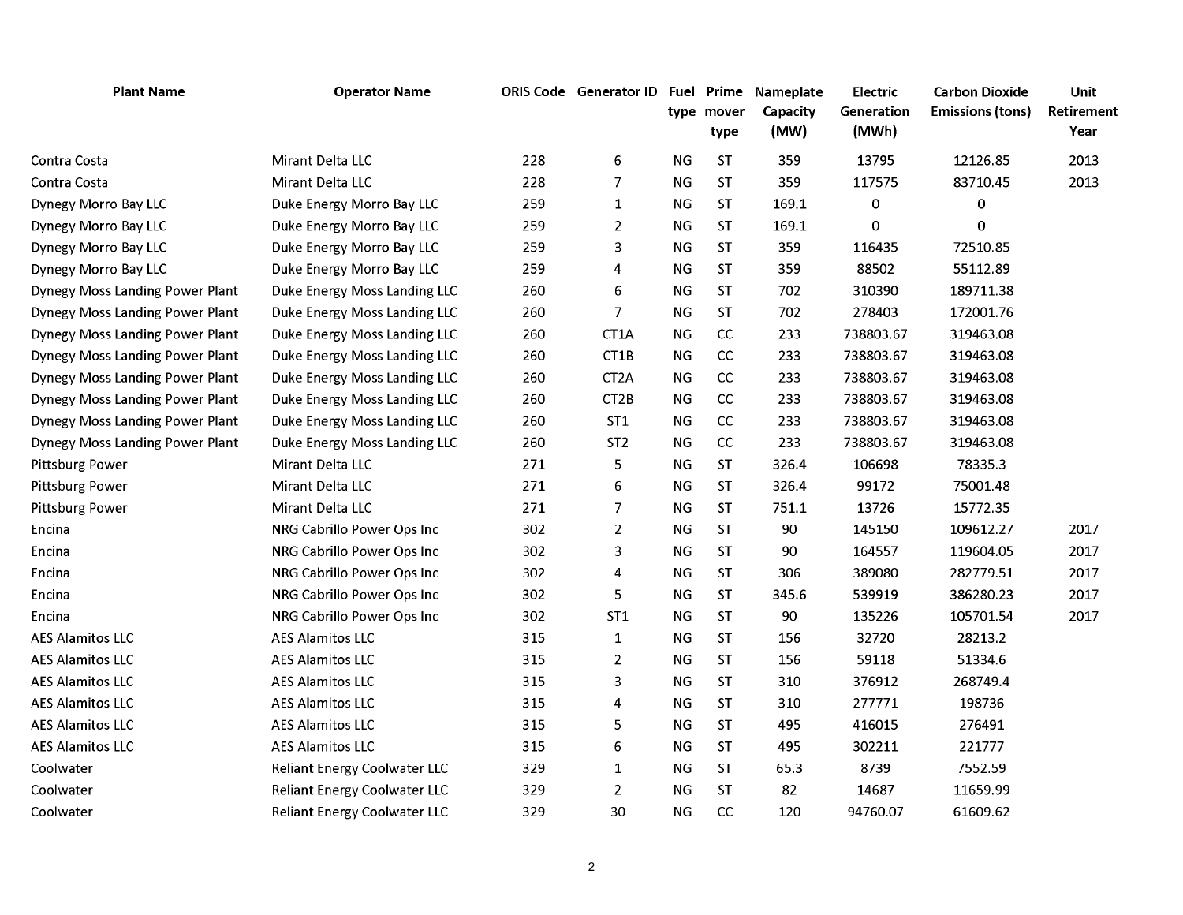| Plant Name | Operator Name | ORIS Code | Generator ID | Fuel type | Prime mover type | Nameplate Capacity (MW) | Electric Generation (MWh) | Carbon Dioxide Emissions (tons) | Unit Retirement Year |
|---|---|---|---|---|---|---|---|---|---|
| Contra Costa | Mirant Delta LLC | 228 | 6 | NG | ST | 359 | 13795 | 12126.85 | 2013 |
| Contra Costa | Mirant Delta LLC | 228 | 7 | NG | ST | 359 | 117575 | 83710.45 | 2013 |
| Dynegy Morro Bay LLC | Duke Energy Morro Bay LLC | 259 | 1 | NG | ST | 169.1 | 0 | 0 | |
| Dynegy Morro Bay LLC | Duke Energy Morro Bay LLC | 259 | 2 | NG | ST | 169.1 | 0 | 0 | |
| Dynegy Morro Bay LLC | Duke Energy Morro Bay LLC | 259 | 3 | NG | ST | 359 | 116435 | 72510.85 | |
| Dynegy Morro Bay LLC | Duke Energy Morro Bay LLC | 259 | 4 | NG | ST | 359 | 88502 | 55112.89 | |
| Dynegy Moss Landing Power Plant | Duke Energy Moss Landing LLC | 260 | 6 | NG | ST | 702 | 310390 | 189711.38 | |
| Dynegy Moss Landing Power Plant | Duke Energy Moss Landing LLC | 260 | 7 | NG | ST | 702 | 278403 | 172001.76 | |
| Dynegy Moss Landing Power Plant | Duke Energy Moss Landing LLC | 260 | CT1A | NG | CC | 233 | 738803.67 | 319463.08 | |
| Dynegy Moss Landing Power Plant | Duke Energy Moss Landing LLC | 260 | CT1B | NG | CC | 233 | 738803.67 | 319463.08 | |
| Dynegy Moss Landing Power Plant | Duke Energy Moss Landing LLC | 260 | CT2A | NG | CC | 233 | 738803.67 | 319463.08 | |
| Dynegy Moss Landing Power Plant | Duke Energy Moss Landing LLC | 260 | CT2B | NG | CC | 233 | 738803.67 | 319463.08 | |
| Dynegy Moss Landing Power Plant | Duke Energy Moss Landing LLC | 260 | ST1 | NG | CC | 233 | 738803.67 | 319463.08 | |
| Dynegy Moss Landing Power Plant | Duke Energy Moss Landing LLC | 260 | ST2 | NG | CC | 233 | 738803.67 | 319463.08 | |
| Pittsburg Power | Mirant Delta LLC | 271 | 5 | NG | ST | 326.4 | 106698 | 78335.3 | |
| Pittsburg Power | Mirant Delta LLC | 271 | 6 | NG | ST | 326.4 | 99172 | 75001.48 | |
| Pittsburg Power | Mirant Delta LLC | 271 | 7 | NG | ST | 751.1 | 13726 | 15772.35 | |
| Encina | NRG Cabrillo Power Ops Inc | 302 | 2 | NG | ST | 90 | 145150 | 109612.27 | 2017 |
| Encina | NRG Cabrillo Power Ops Inc | 302 | 3 | NG | ST | 90 | 164557 | 119604.05 | 2017 |
| Encina | NRG Cabrillo Power Ops Inc | 302 | 4 | NG | ST | 306 | 389080 | 282779.51 | 2017 |
| Encina | NRG Cabrillo Power Ops Inc | 302 | 5 | NG | ST | 345.6 | 539919 | 386280.23 | 2017 |
| Encina | NRG Cabrillo Power Ops Inc | 302 | ST1 | NG | ST | 90 | 135226 | 105701.54 | 2017 |
| AES Alamitos LLC | AES Alamitos LLC | 315 | 1 | NG | ST | 156 | 32720 | 28213.2 | |
| AES Alamitos LLC | AES Alamitos LLC | 315 | 2 | NG | ST | 156 | 59118 | 51334.6 | |
| AES Alamitos LLC | AES Alamitos LLC | 315 | 3 | NG | ST | 310 | 376912 | 268749.4 | |
| AES Alamitos LLC | AES Alamitos LLC | 315 | 4 | NG | ST | 310 | 277771 | 198736 | |
| AES Alamitos LLC | AES Alamitos LLC | 315 | 5 | NG | ST | 495 | 416015 | 276491 | |
| AES Alamitos LLC | AES Alamitos LLC | 315 | 6 | NG | ST | 495 | 302211 | 221777 | |
| Coolwater | Reliant Energy Coolwater LLC | 329 | 1 | NG | ST | 65.3 | 8739 | 7552.59 | |
| Coolwater | Reliant Energy Coolwater LLC | 329 | 2 | NG | ST | 82 | 14687 | 11659.99 | |
| Coolwater | Reliant Energy Coolwater LLC | 329 | 30 | NG | CC | 120 | 94760.07 | 61609.62 | |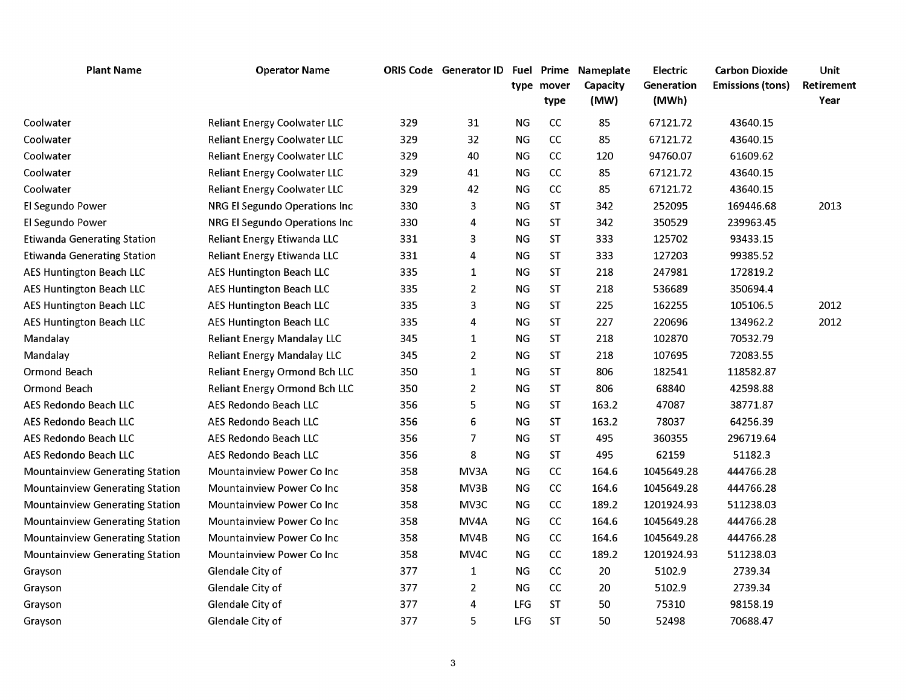| Plant Name | Operator Name | ORIS Code | Generator ID | Fuel type | Prime mover type | Nameplate Capacity (MW) | Electric Generation (MWh) | Carbon Dioxide Emissions (tons) | Unit Retirement Year |
|---|---|---|---|---|---|---|---|---|---|
| Coolwater | Reliant Energy Coolwater LLC | 329 | 31 | NG | CC | 85 | 67121.72 | 43640.15 | |
| Coolwater | Reliant Energy Coolwater LLC | 329 | 32 | NG | CC | 85 | 67121.72 | 43640.15 | |
| Coolwater | Reliant Energy Coolwater LLC | 329 | 40 | NG | CC | 120 | 94760.07 | 61609.62 | |
| Coolwater | Reliant Energy Coolwater LLC | 329 | 41 | NG | CC | 85 | 67121.72 | 43640.15 | |
| Coolwater | Reliant Energy Coolwater LLC | 329 | 42 | NG | CC | 85 | 67121.72 | 43640.15 | |
| El Segundo Power | NRG El Segundo Operations Inc | 330 | 3 | NG | ST | 342 | 252095 | 169446.68 | 2013 |
| El Segundo Power | NRG El Segundo Operations Inc | 330 | 4 | NG | ST | 342 | 350529 | 239963.45 | |
| Etiwanda Generating Station | Reliant Energy Etiwanda LLC | 331 | 3 | NG | ST | 333 | 125702 | 93433.15 | |
| Etiwanda Generating Station | Reliant Energy Etiwanda LLC | 331 | 4 | NG | ST | 333 | 127203 | 99385.52 | |
| AES Huntington Beach LLC | AES Huntington Beach LLC | 335 | 1 | NG | ST | 218 | 247981 | 172819.2 | |
| AES Huntington Beach LLC | AES Huntington Beach LLC | 335 | 2 | NG | ST | 218 | 536689 | 350694.4 | |
| AES Huntington Beach LLC | AES Huntington Beach LLC | 335 | 3 | NG | ST | 225 | 162255 | 105106.5 | 2012 |
| AES Huntington Beach LLC | AES Huntington Beach LLC | 335 | 4 | NG | ST | 227 | 220696 | 134962.2 | 2012 |
| Mandalay | Reliant Energy Mandalay LLC | 345 | 1 | NG | ST | 218 | 102870 | 70532.79 | |
| Mandalay | Reliant Energy Mandalay LLC | 345 | 2 | NG | ST | 218 | 107695 | 72083.55 | |
| Ormond Beach | Reliant Energy Ormond Bch LLC | 350 | 1 | NG | ST | 806 | 182541 | 118582.87 | |
| Ormond Beach | Reliant Energy Ormond Bch LLC | 350 | 2 | NG | ST | 806 | 68840 | 42598.88 | |
| AES Redondo Beach LLC | AES Redondo Beach LLC | 356 | 5 | NG | ST | 163.2 | 47087 | 38771.87 | |
| AES Redondo Beach LLC | AES Redondo Beach LLC | 356 | 6 | NG | ST | 163.2 | 78037 | 64256.39 | |
| AES Redondo Beach LLC | AES Redondo Beach LLC | 356 | 7 | NG | ST | 495 | 360355 | 296719.64 | |
| AES Redondo Beach LLC | AES Redondo Beach LLC | 356 | 8 | NG | ST | 495 | 62159 | 51182.3 | |
| Mountainview Generating Station | Mountainview Power Co Inc | 358 | MV3A | NG | CC | 164.6 | 1045649.28 | 444766.28 | |
| Mountainview Generating Station | Mountainview Power Co Inc | 358 | MV3B | NG | CC | 164.6 | 1045649.28 | 444766.28 | |
| Mountainview Generating Station | Mountainview Power Co Inc | 358 | MV3C | NG | CC | 189.2 | 1201924.93 | 511238.03 | |
| Mountainview Generating Station | Mountainview Power Co Inc | 358 | MV4A | NG | CC | 164.6 | 1045649.28 | 444766.28 | |
| Mountainview Generating Station | Mountainview Power Co Inc | 358 | MV4B | NG | CC | 164.6 | 1045649.28 | 444766.28 | |
| Mountainview Generating Station | Mountainview Power Co Inc | 358 | MV4C | NG | CC | 189.2 | 1201924.93 | 511238.03 | |
| Grayson | Glendale City of | 377 | 1 | NG | CC | 20 | 5102.9 | 2739.34 | |
| Grayson | Glendale City of | 377 | 2 | NG | CC | 20 | 5102.9 | 2739.34 | |
| Grayson | Glendale City of | 377 | 4 | LFG | ST | 50 | 75310 | 98158.19 | |
| Grayson | Glendale City of | 377 | 5 | LFG | ST | 50 | 52498 | 70688.47 | |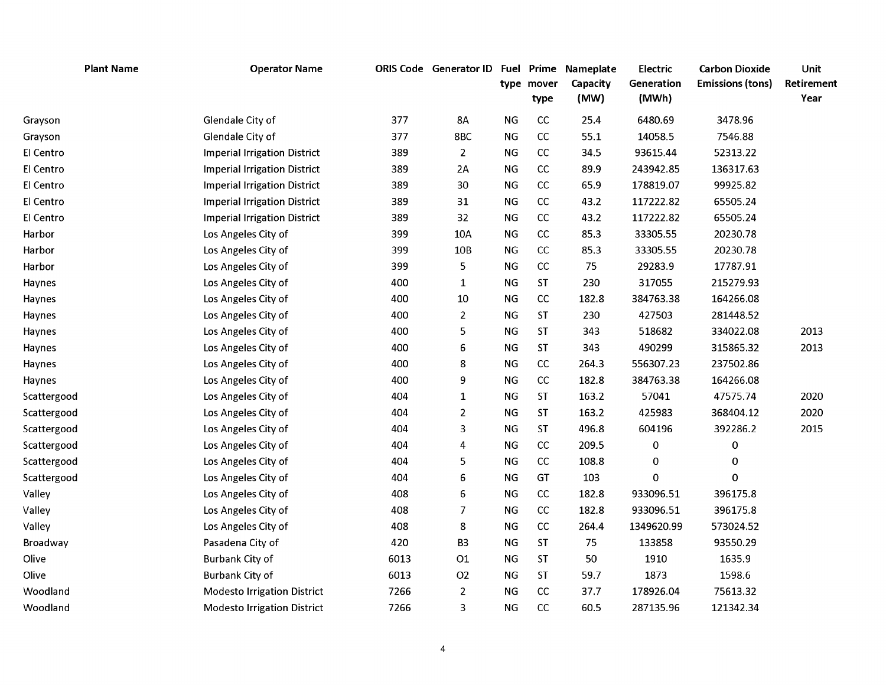| Plant Name | Operator Name | ORIS Code | Generator ID | Fuel type | Prime mover type | Nameplate Capacity (MW) | Electric Generation (MWh) | Carbon Dioxide Emissions (tons) | Unit Retirement Year |
|---|---|---|---|---|---|---|---|---|---|
| Grayson | Glendale City of | 377 | 8A | NG | CC | 25.4 | 6480.69 | 3478.96 | |
| Grayson | Glendale City of | 377 | 8BC | NG | CC | 55.1 | 14058.5 | 7546.88 | |
| El Centro | Imperial Irrigation District | 389 | 2 | NG | CC | 34.5 | 93615.44 | 52313.22 | |
| El Centro | Imperial Irrigation District | 389 | 2A | NG | CC | 89.9 | 243942.85 | 136317.63 | |
| El Centro | Imperial Irrigation District | 389 | 30 | NG | CC | 65.9 | 178819.07 | 99925.82 | |
| El Centro | Imperial Irrigation District | 389 | 31 | NG | CC | 43.2 | 117222.82 | 65505.24 | |
| El Centro | Imperial Irrigation District | 389 | 32 | NG | CC | 43.2 | 117222.82 | 65505.24 | |
| Harbor | Los Angeles City of | 399 | 10A | NG | CC | 85.3 | 33305.55 | 20230.78 | |
| Harbor | Los Angeles City of | 399 | 10B | NG | CC | 85.3 | 33305.55 | 20230.78 | |
| Harbor | Los Angeles City of | 399 | 5 | NG | CC | 75 | 29283.9 | 17787.91 | |
| Haynes | Los Angeles City of | 400 | 1 | NG | ST | 230 | 317055 | 215279.93 | |
| Haynes | Los Angeles City of | 400 | 10 | NG | CC | 182.8 | 384763.38 | 164266.08 | |
| Haynes | Los Angeles City of | 400 | 2 | NG | ST | 230 | 427503 | 281448.52 | |
| Haynes | Los Angeles City of | 400 | 5 | NG | ST | 343 | 518682 | 334022.08 | 2013 |
| Haynes | Los Angeles City of | 400 | 6 | NG | ST | 343 | 490299 | 315865.32 | 2013 |
| Haynes | Los Angeles City of | 400 | 8 | NG | CC | 264.3 | 556307.23 | 237502.86 | |
| Haynes | Los Angeles City of | 400 | 9 | NG | CC | 182.8 | 384763.38 | 164266.08 | |
| Scattergood | Los Angeles City of | 404 | 1 | NG | ST | 163.2 | 57041 | 47575.74 | 2020 |
| Scattergood | Los Angeles City of | 404 | 2 | NG | ST | 163.2 | 425983 | 368404.12 | 2020 |
| Scattergood | Los Angeles City of | 404 | 3 | NG | ST | 496.8 | 604196 | 392286.2 | 2015 |
| Scattergood | Los Angeles City of | 404 | 4 | NG | CC | 209.5 | 0 | 0 | |
| Scattergood | Los Angeles City of | 404 | 5 | NG | CC | 108.8 | 0 | 0 | |
| Scattergood | Los Angeles City of | 404 | 6 | NG | GT | 103 | 0 | 0 | |
| Valley | Los Angeles City of | 408 | 6 | NG | CC | 182.8 | 933096.51 | 396175.8 | |
| Valley | Los Angeles City of | 408 | 7 | NG | CC | 182.8 | 933096.51 | 396175.8 | |
| Valley | Los Angeles City of | 408 | 8 | NG | CC | 264.4 | 1349620.99 | 573024.52 | |
| Broadway | Pasadena City of | 420 | B3 | NG | ST | 75 | 133858 | 93550.29 | |
| Olive | Burbank City of | 6013 | O1 | NG | ST | 50 | 1910 | 1635.9 | |
| Olive | Burbank City of | 6013 | O2 | NG | ST | 59.7 | 1873 | 1598.6 | |
| Woodland | Modesto Irrigation District | 7266 | 2 | NG | CC | 37.7 | 178926.04 | 75613.32 | |
| Woodland | Modesto Irrigation District | 7266 | 3 | NG | CC | 60.5 | 287135.96 | 121342.34 | |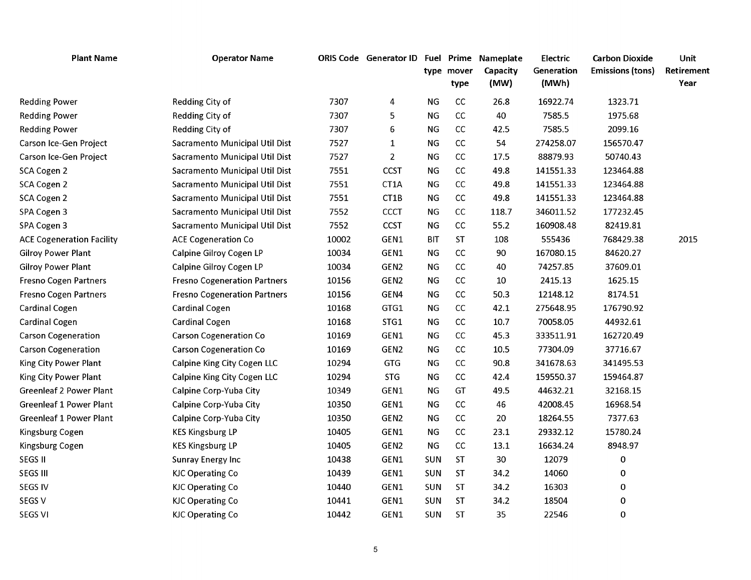| Plant Name | Operator Name | ORIS Code | Generator ID | Fuel type | Prime mover type | Nameplate Capacity (MW) | Electric Generation (MWh) | Carbon Dioxide Emissions (tons) | Unit Retirement Year |
|---|---|---|---|---|---|---|---|---|---|
| Redding Power | Redding City of | 7307 | 4 | NG | CC | 26.8 | 16922.74 | 1323.71 | |
| Redding Power | Redding City of | 7307 | 5 | NG | CC | 40 | 7585.5 | 1975.68 | |
| Redding Power | Redding City of | 7307 | 6 | NG | CC | 42.5 | 7585.5 | 2099.16 | |
| Carson Ice-Gen Project | Sacramento Municipal Util Dist | 7527 | 1 | NG | CC | 54 | 274258.07 | 156570.47 | |
| Carson Ice-Gen Project | Sacramento Municipal Util Dist | 7527 | 2 | NG | CC | 17.5 | 88879.93 | 50740.43 | |
| SCA Cogen 2 | Sacramento Municipal Util Dist | 7551 | CCST | NG | CC | 49.8 | 141551.33 | 123464.88 | |
| SCA Cogen 2 | Sacramento Municipal Util Dist | 7551 | CT1A | NG | CC | 49.8 | 141551.33 | 123464.88 | |
| SCA Cogen 2 | Sacramento Municipal Util Dist | 7551 | CT1B | NG | CC | 49.8 | 141551.33 | 123464.88 | |
| SPA Cogen 3 | Sacramento Municipal Util Dist | 7552 | CCCT | NG | CC | 118.7 | 346011.52 | 177232.45 | |
| SPA Cogen 3 | Sacramento Municipal Util Dist | 7552 | CCST | NG | CC | 55.2 | 160908.48 | 82419.81 | |
| ACE Cogeneration Facility | ACE Cogeneration Co | 10002 | GEN1 | BIT | ST | 108 | 555436 | 768429.38 | 2015 |
| Gilroy Power Plant | Calpine Gilroy Cogen LP | 10034 | GEN1 | NG | CC | 90 | 167080.15 | 84620.27 | |
| Gilroy Power Plant | Calpine Gilroy Cogen LP | 10034 | GEN2 | NG | CC | 40 | 74257.85 | 37609.01 | |
| Fresno Cogen Partners | Fresno Cogeneration Partners | 10156 | GEN2 | NG | CC | 10 | 2415.13 | 1625.15 | |
| Fresno Cogen Partners | Fresno Cogeneration Partners | 10156 | GEN4 | NG | CC | 50.3 | 12148.12 | 8174.51 | |
| Cardinal Cogen | Cardinal Cogen | 10168 | GTG1 | NG | CC | 42.1 | 275648.95 | 176790.92 | |
| Cardinal Cogen | Cardinal Cogen | 10168 | STG1 | NG | CC | 10.7 | 70058.05 | 44932.61 | |
| Carson Cogeneration | Carson Cogeneration Co | 10169 | GEN1 | NG | CC | 45.3 | 333511.91 | 162720.49 | |
| Carson Cogeneration | Carson Cogeneration Co | 10169 | GEN2 | NG | CC | 10.5 | 77304.09 | 37716.67 | |
| King City Power Plant | Calpine King City Cogen LLC | 10294 | GTG | NG | CC | 90.8 | 341678.63 | 341495.53 | |
| King City Power Plant | Calpine King City Cogen LLC | 10294 | STG | NG | CC | 42.4 | 159550.37 | 159464.87 | |
| Greenleaf 2 Power Plant | Calpine Corp-Yuba City | 10349 | GEN1 | NG | GT | 49.5 | 44632.21 | 32168.15 | |
| Greenleaf 1 Power Plant | Calpine Corp-Yuba City | 10350 | GEN1 | NG | CC | 46 | 42008.45 | 16968.54 | |
| Greenleaf 1 Power Plant | Calpine Corp-Yuba City | 10350 | GEN2 | NG | CC | 20 | 18264.55 | 7377.63 | |
| Kingsburg Cogen | KES Kingsburg LP | 10405 | GEN1 | NG | CC | 23.1 | 29332.12 | 15780.24 | |
| Kingsburg Cogen | KES Kingsburg LP | 10405 | GEN2 | NG | CC | 13.1 | 16634.24 | 8948.97 | |
| SEGS II | Sunray Energy Inc | 10438 | GEN1 | SUN | ST | 30 | 12079 | 0 | |
| SEGS III | KJC Operating Co | 10439 | GEN1 | SUN | ST | 34.2 | 14060 | 0 | |
| SEGS IV | KJC Operating Co | 10440 | GEN1 | SUN | ST | 34.2 | 16303 | 0 | |
| SEGS V | KJC Operating Co | 10441 | GEN1 | SUN | ST | 34.2 | 18504 | 0 | |
| SEGS VI | KJC Operating Co | 10442 | GEN1 | SUN | ST | 35 | 22546 | 0 | |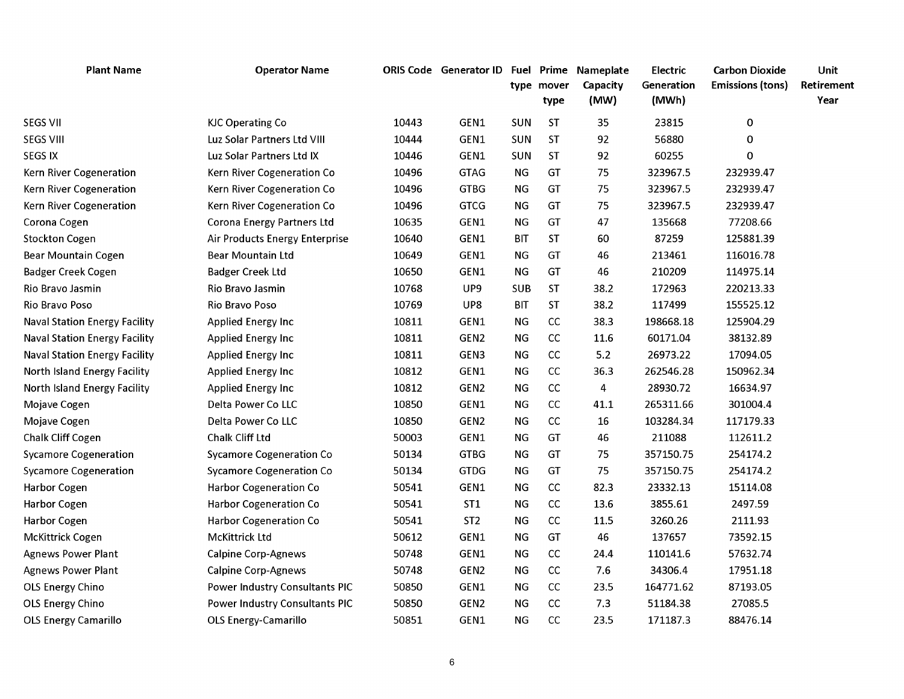| Plant Name | Operator Name | ORIS Code | Generator ID | Fuel type | Prime mover type | Nameplate Capacity (MW) | Electric Generation (MWh) | Carbon Dioxide Emissions (tons) | Unit Retirement Year |
|---|---|---|---|---|---|---|---|---|---|
| SEGS VII | KJC Operating Co | 10443 | GEN1 | SUN | ST | 35 | 23815 | 0 | |
| SEGS VIII | Luz Solar Partners Ltd VIII | 10444 | GEN1 | SUN | ST | 92 | 56880 | 0 | |
| SEGS IX | Luz Solar Partners Ltd IX | 10446 | GEN1 | SUN | ST | 92 | 60255 | 0 | |
| Kern River Cogeneration | Kern River Cogeneration Co | 10496 | GTAG | NG | GT | 75 | 323967.5 | 232939.47 | |
| Kern River Cogeneration | Kern River Cogeneration Co | 10496 | GTBG | NG | GT | 75 | 323967.5 | 232939.47 | |
| Kern River Cogeneration | Kern River Cogeneration Co | 10496 | GTCG | NG | GT | 75 | 323967.5 | 232939.47 | |
| Corona Cogen | Corona Energy Partners Ltd | 10635 | GEN1 | NG | GT | 47 | 135668 | 77208.66 | |
| Stockton Cogen | Air Products Energy Enterprise | 10640 | GEN1 | BIT | ST | 60 | 87259 | 125881.39 | |
| Bear Mountain Cogen | Bear Mountain Ltd | 10649 | GEN1 | NG | GT | 46 | 213461 | 116016.78 | |
| Badger Creek Cogen | Badger Creek Ltd | 10650 | GEN1 | NG | GT | 46 | 210209 | 114975.14 | |
| Rio Bravo Jasmin | Rio Bravo Jasmin | 10768 | UP9 | SUB | ST | 38.2 | 172963 | 220213.33 | |
| Rio Bravo Poso | Rio Bravo Poso | 10769 | UP8 | BIT | ST | 38.2 | 117499 | 155525.12 | |
| Naval Station Energy Facility | Applied Energy Inc | 10811 | GEN1 | NG | CC | 38.3 | 198668.18 | 125904.29 | |
| Naval Station Energy Facility | Applied Energy Inc | 10811 | GEN2 | NG | CC | 11.6 | 60171.04 | 38132.89 | |
| Naval Station Energy Facility | Applied Energy Inc | 10811 | GEN3 | NG | CC | 5.2 | 26973.22 | 17094.05 | |
| North Island Energy Facility | Applied Energy Inc | 10812 | GEN1 | NG | CC | 36.3 | 262546.28 | 150962.34 | |
| North Island Energy Facility | Applied Energy Inc | 10812 | GEN2 | NG | CC | 4 | 28930.72 | 16634.97 | |
| Mojave Cogen | Delta Power Co LLC | 10850 | GEN1 | NG | CC | 41.1 | 265311.66 | 301004.4 | |
| Mojave Cogen | Delta Power Co LLC | 10850 | GEN2 | NG | CC | 16 | 103284.34 | 117179.33 | |
| Chalk Cliff Cogen | Chalk Cliff Ltd | 50003 | GEN1 | NG | GT | 46 | 211088 | 112611.2 | |
| Sycamore Cogeneration | Sycamore Cogeneration Co | 50134 | GTBG | NG | GT | 75 | 357150.75 | 254174.2 | |
| Sycamore Cogeneration | Sycamore Cogeneration Co | 50134 | GTDG | NG | GT | 75 | 357150.75 | 254174.2 | |
| Harbor Cogen | Harbor Cogeneration Co | 50541 | GEN1 | NG | CC | 82.3 | 23332.13 | 15114.08 | |
| Harbor Cogen | Harbor Cogeneration Co | 50541 | ST1 | NG | CC | 13.6 | 3855.61 | 2497.59 | |
| Harbor Cogen | Harbor Cogeneration Co | 50541 | ST2 | NG | CC | 11.5 | 3260.26 | 2111.93 | |
| McKittrick Cogen | McKittrick Ltd | 50612 | GEN1 | NG | GT | 46 | 137657 | 73592.15 | |
| Agnews Power Plant | Calpine Corp-Agnews | 50748 | GEN1 | NG | CC | 24.4 | 110141.6 | 57632.74 | |
| Agnews Power Plant | Calpine Corp-Agnews | 50748 | GEN2 | NG | CC | 7.6 | 34306.4 | 17951.18 | |
| OLS Energy Chino | Power Industry Consultants PIC | 50850 | GEN1 | NG | CC | 23.5 | 164771.62 | 87193.05 | |
| OLS Energy Chino | Power Industry Consultants PIC | 50850 | GEN2 | NG | CC | 7.3 | 51184.38 | 27085.5 | |
| OLS Energy Camarillo | OLS Energy-Camarillo | 50851 | GEN1 | NG | CC | 23.5 | 171187.3 | 88476.14 | |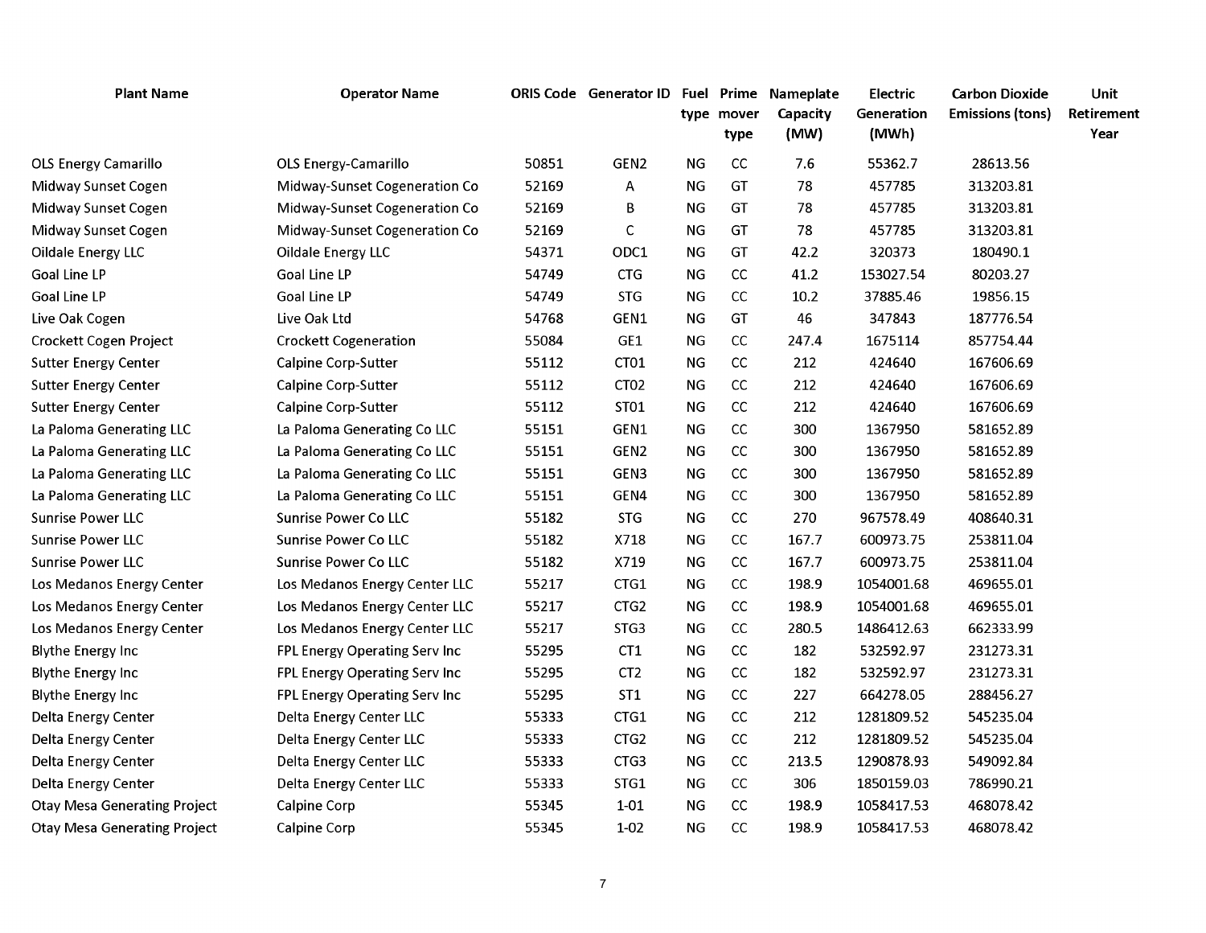| Plant Name | Operator Name | ORIS Code | Generator ID | Fuel type | Prime mover type | Nameplate Capacity (MW) | Electric Generation (MWh) | Carbon Dioxide Emissions (tons) | Unit Retirement Year |
|---|---|---|---|---|---|---|---|---|---|
| OLS Energy Camarillo | OLS Energy-Camarillo | 50851 | GEN2 | NG | CC | 7.6 | 55362.7 | 28613.56 | |
| Midway Sunset Cogen | Midway-Sunset Cogeneration Co | 52169 | A | NG | GT | 78 | 457785 | 313203.81 | |
| Midway Sunset Cogen | Midway-Sunset Cogeneration Co | 52169 | B | NG | GT | 78 | 457785 | 313203.81 | |
| Midway Sunset Cogen | Midway-Sunset Cogeneration Co | 52169 | C | NG | GT | 78 | 457785 | 313203.81 | |
| Oildale Energy LLC | Oildale Energy LLC | 54371 | ODC1 | NG | GT | 42.2 | 320373 | 180490.1 | |
| Goal Line LP | Goal Line LP | 54749 | CTG | NG | CC | 41.2 | 153027.54 | 80203.27 | |
| Goal Line LP | Goal Line LP | 54749 | STG | NG | CC | 10.2 | 37885.46 | 19856.15 | |
| Live Oak Cogen | Live Oak Ltd | 54768 | GEN1 | NG | GT | 46 | 347843 | 187776.54 | |
| Crockett Cogen Project | Crockett Cogeneration | 55084 | GE1 | NG | CC | 247.4 | 1675114 | 857754.44 | |
| Sutter Energy Center | Calpine Corp-Sutter | 55112 | CT01 | NG | CC | 212 | 424640 | 167606.69 | |
| Sutter Energy Center | Calpine Corp-Sutter | 55112 | CT02 | NG | CC | 212 | 424640 | 167606.69 | |
| Sutter Energy Center | Calpine Corp-Sutter | 55112 | ST01 | NG | CC | 212 | 424640 | 167606.69 | |
| La Paloma Generating LLC | La Paloma Generating Co LLC | 55151 | GEN1 | NG | CC | 300 | 1367950 | 581652.89 | |
| La Paloma Generating LLC | La Paloma Generating Co LLC | 55151 | GEN2 | NG | CC | 300 | 1367950 | 581652.89 | |
| La Paloma Generating LLC | La Paloma Generating Co LLC | 55151 | GEN3 | NG | CC | 300 | 1367950 | 581652.89 | |
| La Paloma Generating LLC | La Paloma Generating Co LLC | 55151 | GEN4 | NG | CC | 300 | 1367950 | 581652.89 | |
| Sunrise Power LLC | Sunrise Power Co LLC | 55182 | STG | NG | CC | 270 | 967578.49 | 408640.31 | |
| Sunrise Power LLC | Sunrise Power Co LLC | 55182 | X718 | NG | CC | 167.7 | 600973.75 | 253811.04 | |
| Sunrise Power LLC | Sunrise Power Co LLC | 55182 | X719 | NG | CC | 167.7 | 600973.75 | 253811.04 | |
| Los Medanos Energy Center | Los Medanos Energy Center LLC | 55217 | CTG1 | NG | CC | 198.9 | 1054001.68 | 469655.01 | |
| Los Medanos Energy Center | Los Medanos Energy Center LLC | 55217 | CTG2 | NG | CC | 198.9 | 1054001.68 | 469655.01 | |
| Los Medanos Energy Center | Los Medanos Energy Center LLC | 55217 | STG3 | NG | CC | 280.5 | 1486412.63 | 662333.99 | |
| Blythe Energy Inc | FPL Energy Operating Serv Inc | 55295 | CT1 | NG | CC | 182 | 532592.97 | 231273.31 | |
| Blythe Energy Inc | FPL Energy Operating Serv Inc | 55295 | CT2 | NG | CC | 182 | 532592.97 | 231273.31 | |
| Blythe Energy Inc | FPL Energy Operating Serv Inc | 55295 | ST1 | NG | CC | 227 | 664278.05 | 288456.27 | |
| Delta Energy Center | Delta Energy Center LLC | 55333 | CTG1 | NG | CC | 212 | 1281809.52 | 545235.04 | |
| Delta Energy Center | Delta Energy Center LLC | 55333 | CTG2 | NG | CC | 212 | 1281809.52 | 545235.04 | |
| Delta Energy Center | Delta Energy Center LLC | 55333 | CTG3 | NG | CC | 213.5 | 1290878.93 | 549092.84 | |
| Delta Energy Center | Delta Energy Center LLC | 55333 | STG1 | NG | CC | 306 | 1850159.03 | 786990.21 | |
| Otay Mesa Generating Project | Calpine Corp | 55345 | 1-01 | NG | CC | 198.9 | 1058417.53 | 468078.42 | |
| Otay Mesa Generating Project | Calpine Corp | 55345 | 1-02 | NG | CC | 198.9 | 1058417.53 | 468078.42 | |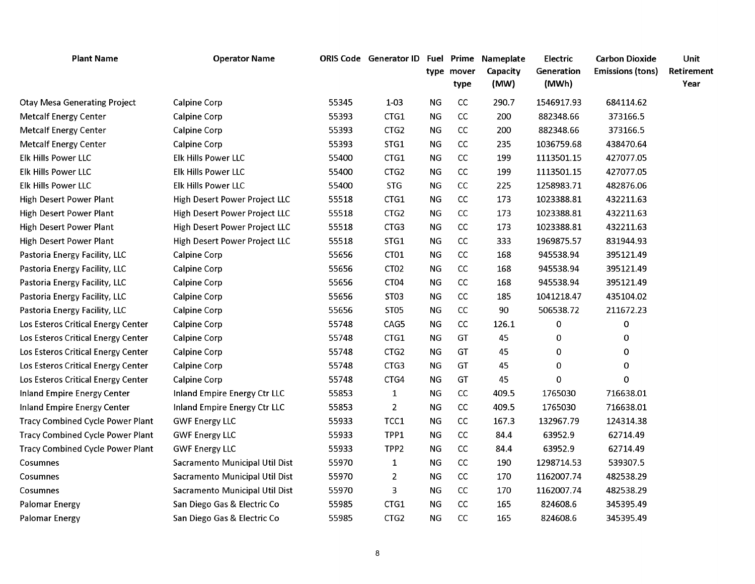| Plant Name | Operator Name | ORIS Code | Generator ID | Fuel type | Prime mover type | Nameplate Capacity (MW) | Electric Generation (MWh) | Carbon Dioxide Emissions (tons) | Unit Retirement Year |
|---|---|---|---|---|---|---|---|---|---|
| Otay Mesa Generating Project | Calpine Corp | 55345 | 1-03 | NG | CC | 290.7 | 1546917.93 | 684114.62 | |
| Metcalf Energy Center | Calpine Corp | 55393 | CTG1 | NG | CC | 200 | 882348.66 | 373166.5 | |
| Metcalf Energy Center | Calpine Corp | 55393 | CTG2 | NG | CC | 200 | 882348.66 | 373166.5 | |
| Metcalf Energy Center | Calpine Corp | 55393 | STG1 | NG | CC | 235 | 1036759.68 | 438470.64 | |
| Elk Hills Power LLC | Elk Hills Power LLC | 55400 | CTG1 | NG | CC | 199 | 1113501.15 | 427077.05 | |
| Elk Hills Power LLC | Elk Hills Power LLC | 55400 | CTG2 | NG | CC | 199 | 1113501.15 | 427077.05 | |
| Elk Hills Power LLC | Elk Hills Power LLC | 55400 | STG | NG | CC | 225 | 1258983.71 | 482876.06 | |
| High Desert Power Plant | High Desert Power Project LLC | 55518 | CTG1 | NG | CC | 173 | 1023388.81 | 432211.63 | |
| High Desert Power Plant | High Desert Power Project LLC | 55518 | CTG2 | NG | CC | 173 | 1023388.81 | 432211.63 | |
| High Desert Power Plant | High Desert Power Project LLC | 55518 | CTG3 | NG | CC | 173 | 1023388.81 | 432211.63 | |
| High Desert Power Plant | High Desert Power Project LLC | 55518 | STG1 | NG | CC | 333 | 1969875.57 | 831944.93 | |
| Pastoria Energy Facility, LLC | Calpine Corp | 55656 | CT01 | NG | CC | 168 | 945538.94 | 395121.49 | |
| Pastoria Energy Facility, LLC | Calpine Corp | 55656 | CT02 | NG | CC | 168 | 945538.94 | 395121.49 | |
| Pastoria Energy Facility, LLC | Calpine Corp | 55656 | CT04 | NG | CC | 168 | 945538.94 | 395121.49 | |
| Pastoria Energy Facility, LLC | Calpine Corp | 55656 | ST03 | NG | CC | 185 | 1041218.47 | 435104.02 | |
| Pastoria Energy Facility, LLC | Calpine Corp | 55656 | ST05 | NG | CC | 90 | 506538.72 | 211672.23 | |
| Los Esteros Critical Energy Center | Calpine Corp | 55748 | CAG5 | NG | CC | 126.1 | 0 | 0 | |
| Los Esteros Critical Energy Center | Calpine Corp | 55748 | CTG1 | NG | GT | 45 | 0 | 0 | |
| Los Esteros Critical Energy Center | Calpine Corp | 55748 | CTG2 | NG | GT | 45 | 0 | 0 | |
| Los Esteros Critical Energy Center | Calpine Corp | 55748 | CTG3 | NG | GT | 45 | 0 | 0 | |
| Los Esteros Critical Energy Center | Calpine Corp | 55748 | CTG4 | NG | GT | 45 | 0 | 0 | |
| Inland Empire Energy Center | Inland Empire Energy Ctr LLC | 55853 | 1 | NG | CC | 409.5 | 1765030 | 716638.01 | |
| Inland Empire Energy Center | Inland Empire Energy Ctr LLC | 55853 | 2 | NG | CC | 409.5 | 1765030 | 716638.01 | |
| Tracy Combined Cycle Power Plant | GWF Energy LLC | 55933 | TCC1 | NG | CC | 167.3 | 132967.79 | 124314.38 | |
| Tracy Combined Cycle Power Plant | GWF Energy LLC | 55933 | TPP1 | NG | CC | 84.4 | 63952.9 | 62714.49 | |
| Tracy Combined Cycle Power Plant | GWF Energy LLC | 55933 | TPP2 | NG | CC | 84.4 | 63952.9 | 62714.49 | |
| Cosumnes | Sacramento Municipal Util Dist | 55970 | 1 | NG | CC | 190 | 1298714.53 | 539307.5 | |
| Cosumnes | Sacramento Municipal Util Dist | 55970 | 2 | NG | CC | 170 | 1162007.74 | 482538.29 | |
| Cosumnes | Sacramento Municipal Util Dist | 55970 | 3 | NG | CC | 170 | 1162007.74 | 482538.29 | |
| Palomar Energy | San Diego Gas & Electric Co | 55985 | CTG1 | NG | CC | 165 | 824608.6 | 345395.49 | |
| Palomar Energy | San Diego Gas & Electric Co | 55985 | CTG2 | NG | CC | 165 | 824608.6 | 345395.49 | |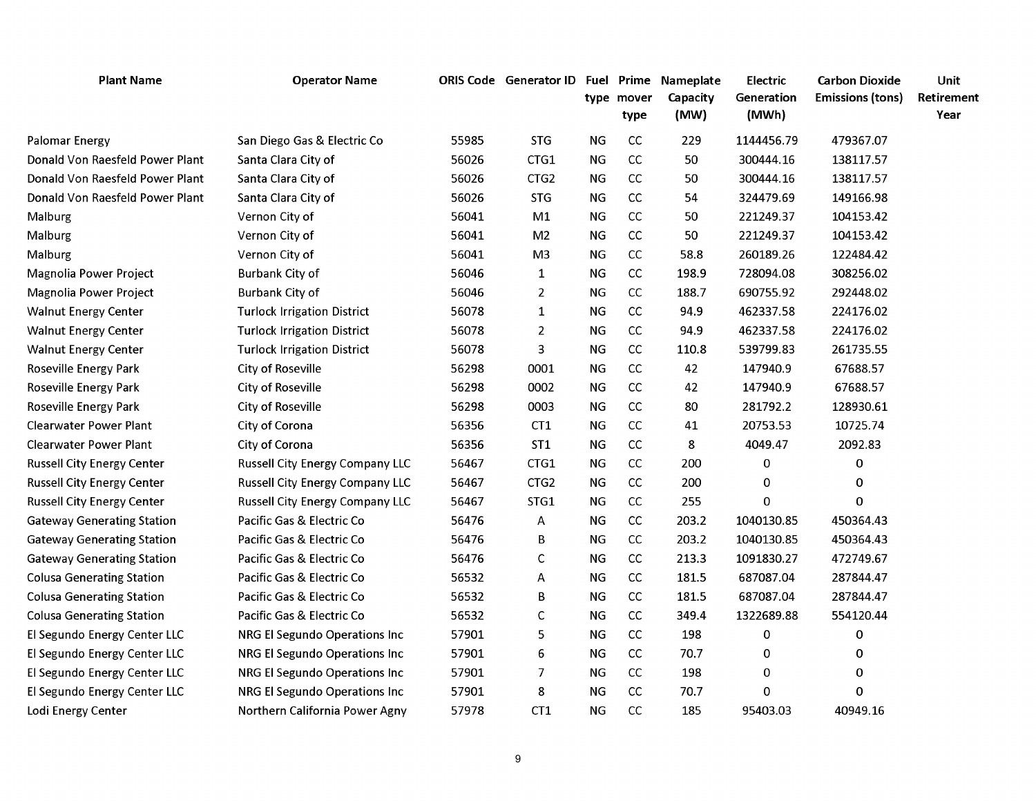| Plant Name | Operator Name | ORIS Code | Generator ID | Fuel type | Prime mover type | Nameplate Capacity (MW) | Electric Generation (MWh) | Carbon Dioxide Emissions (tons) | Unit Retirement Year |
|---|---|---|---|---|---|---|---|---|---|
| Palomar Energy | San Diego Gas & Electric Co | 55985 | STG | NG | CC | 229 | 1144456.79 | 479367.07 | |
| Donald Von Raesfeld Power Plant | Santa Clara City of | 56026 | CTG1 | NG | CC | 50 | 300444.16 | 138117.57 | |
| Donald Von Raesfeld Power Plant | Santa Clara City of | 56026 | CTG2 | NG | CC | 50 | 300444.16 | 138117.57 | |
| Donald Von Raesfeld Power Plant | Santa Clara City of | 56026 | STG | NG | CC | 54 | 324479.69 | 149166.98 | |
| Malburg | Vernon City of | 56041 | M1 | NG | CC | 50 | 221249.37 | 104153.42 | |
| Malburg | Vernon City of | 56041 | M2 | NG | CC | 50 | 221249.37 | 104153.42 | |
| Malburg | Vernon City of | 56041 | M3 | NG | CC | 58.8 | 260189.26 | 122484.42 | |
| Magnolia Power Project | Burbank City of | 56046 | 1 | NG | CC | 198.9 | 728094.08 | 308256.02 | |
| Magnolia Power Project | Burbank City of | 56046 | 2 | NG | CC | 188.7 | 690755.92 | 292448.02 | |
| Walnut Energy Center | Turlock Irrigation District | 56078 | 1 | NG | CC | 94.9 | 462337.58 | 224176.02 | |
| Walnut Energy Center | Turlock Irrigation District | 56078 | 2 | NG | CC | 94.9 | 462337.58 | 224176.02 | |
| Walnut Energy Center | Turlock Irrigation District | 56078 | 3 | NG | CC | 110.8 | 539799.83 | 261735.55 | |
| Roseville Energy Park | City of Roseville | 56298 | 0001 | NG | CC | 42 | 147940.9 | 67688.57 | |
| Roseville Energy Park | City of Roseville | 56298 | 0002 | NG | CC | 42 | 147940.9 | 67688.57 | |
| Roseville Energy Park | City of Roseville | 56298 | 0003 | NG | CC | 80 | 281792.2 | 128930.61 | |
| Clearwater Power Plant | City of Corona | 56356 | CT1 | NG | CC | 41 | 20753.53 | 10725.74 | |
| Clearwater Power Plant | City of Corona | 56356 | ST1 | NG | CC | 8 | 4049.47 | 2092.83 | |
| Russell City Energy Center | Russell City Energy Company LLC | 56467 | CTG1 | NG | CC | 200 | 0 | 0 | |
| Russell City Energy Center | Russell City Energy Company LLC | 56467 | CTG2 | NG | CC | 200 | 0 | 0 | |
| Russell City Energy Center | Russell City Energy Company LLC | 56467 | STG1 | NG | CC | 255 | 0 | 0 | |
| Gateway Generating Station | Pacific Gas & Electric Co | 56476 | A | NG | CC | 203.2 | 1040130.85 | 450364.43 | |
| Gateway Generating Station | Pacific Gas & Electric Co | 56476 | B | NG | CC | 203.2 | 1040130.85 | 450364.43 | |
| Gateway Generating Station | Pacific Gas & Electric Co | 56476 | C | NG | CC | 213.3 | 1091830.27 | 472749.67 | |
| Colusa Generating Station | Pacific Gas & Electric Co | 56532 | A | NG | CC | 181.5 | 687087.04 | 287844.47 | |
| Colusa Generating Station | Pacific Gas & Electric Co | 56532 | B | NG | CC | 181.5 | 687087.04 | 287844.47 | |
| Colusa Generating Station | Pacific Gas & Electric Co | 56532 | C | NG | CC | 349.4 | 1322689.88 | 554120.44 | |
| El Segundo Energy Center LLC | NRG El Segundo Operations Inc | 57901 | 5 | NG | CC | 198 | 0 | 0 | |
| El Segundo Energy Center LLC | NRG El Segundo Operations Inc | 57901 | 6 | NG | CC | 70.7 | 0 | 0 | |
| El Segundo Energy Center LLC | NRG El Segundo Operations Inc | 57901 | 7 | NG | CC | 198 | 0 | 0 | |
| El Segundo Energy Center LLC | NRG El Segundo Operations Inc | 57901 | 8 | NG | CC | 70.7 | 0 | 0 | |
| Lodi Energy Center | Northern California Power Agny | 57978 | CT1 | NG | CC | 185 | 95403.03 | 40949.16 | |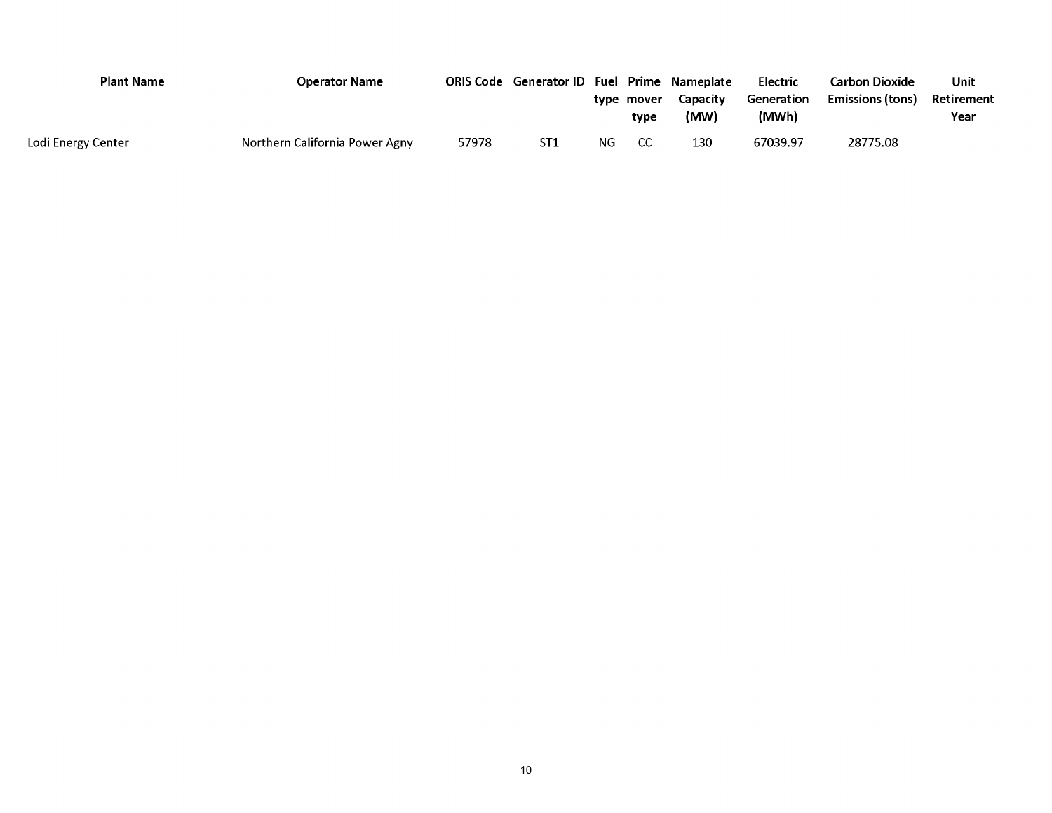| Plant Name | Operator Name | ORIS Code | Generator ID | Fuel type | Prime mover type | Nameplate Capacity (MW) | Electric Generation (MWh) | Carbon Dioxide Emissions (tons) | Unit Retirement Year |
|---|---|---|---|---|---|---|---|---|---|
| Lodi Energy Center | Northern California Power Agny | 57978 | ST1 | NG | CC | 130 | 67039.97 | 28775.08 | |